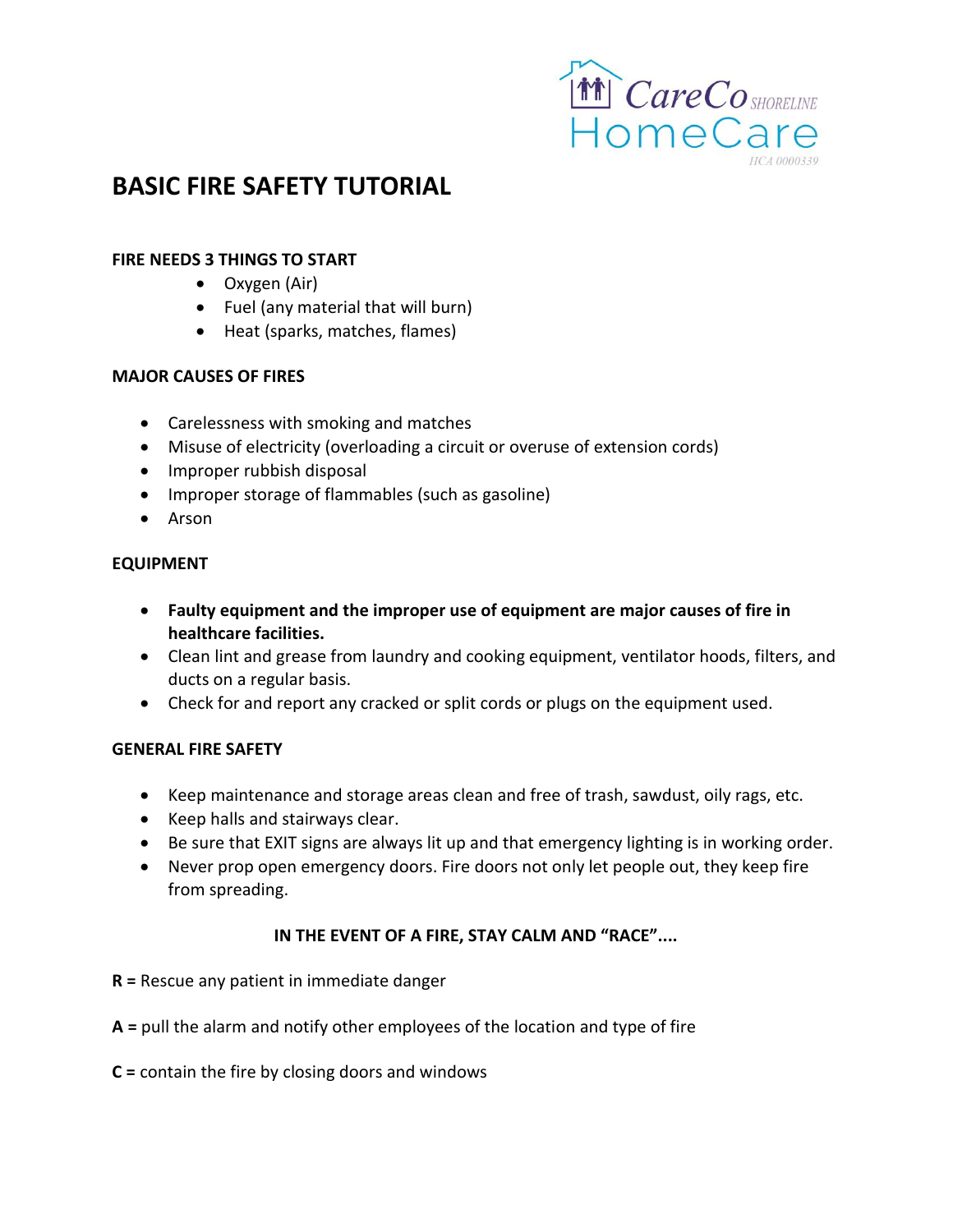CareCo SHORELINE HomeCare
HCA 0000339

# BASIC FIRE SAFETY TUTORIAL

**FIRE NEEDS 3 THINGS TO START**

- Oxygen (Air)
- Fuel (any material that will burn)
- Heat (sparks, matches, flames)

**MAJOR CAUSES OF FIRES**

- Carelessness with smoking and matches
- Misuse of electricity (overloading a circuit or overuse of extension cords)
- Improper rubbish disposal
- Improper storage of flammables (such as gasoline)
- Arson

**EQUIPMENT**

- **Faulty equipment and the improper use of equipment are major causes of fire in healthcare facilities.**
- Clean lint and grease from laundry and cooking equipment, ventilator hoods, filters, and ducts on a regular basis.
- Check for and report any cracked or split cords or plugs on the equipment used.

**GENERAL FIRE SAFETY**

- Keep maintenance and storage areas clean and free of trash, sawdust, oily rags, etc.
- Keep halls and stairways clear.
- Be sure that EXIT signs are always lit up and that emergency lighting is in working order.
- Never prop open emergency doors. Fire doors not only let people out, they keep fire from spreading.

**IN THE EVENT OF A FIRE, STAY CALM AND "RACE"....**

**R =** Rescue any patient in immediate danger

**A =** pull the alarm and notify other employees of the location and type of fire

**C =** contain the fire by closing doors and windows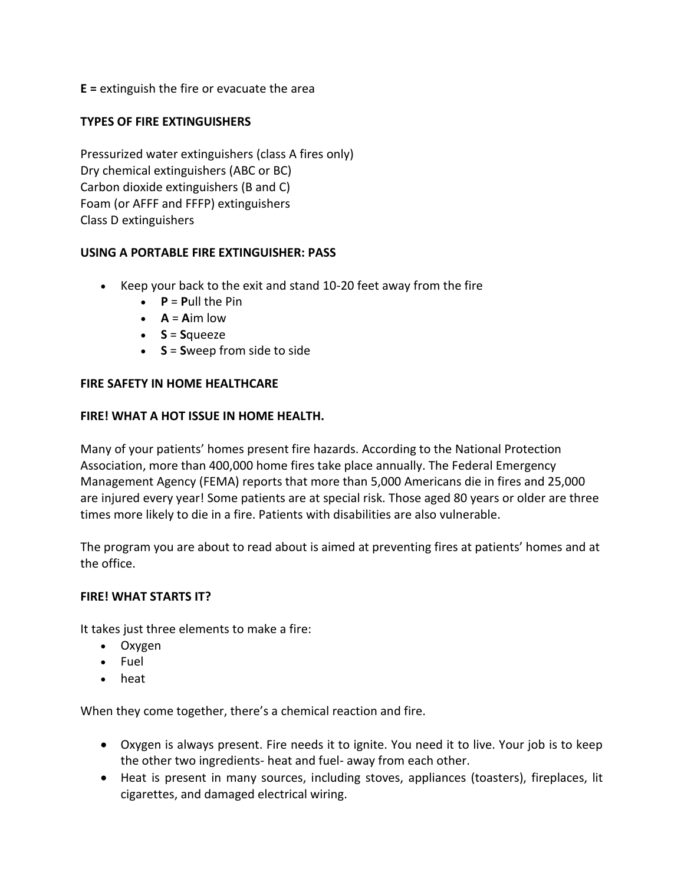**E =** extinguish the fire or evacuate the area

**TYPES OF FIRE EXTINGUISHERS**

Pressurized water extinguishers (class A fires only)
Dry chemical extinguishers (ABC or BC)
Carbon dioxide extinguishers (B and C)
Foam (or AFFF and FFFP) extinguishers
Class D extinguishers

**USING A PORTABLE FIRE EXTINGUISHER: PASS**

- Keep your back to the exit and stand 10-20 feet away from the fire
  - **P** = **P**ull the Pin
  - **A** = **A**im low
  - **S** = **S**queeze
  - **S** = **S**weep from side to side

**FIRE SAFETY IN HOME HEALTHCARE**

**FIRE! WHAT A HOT ISSUE IN HOME HEALTH.**

Many of your patients' homes present fire hazards. According to the National Protection Association, more than 400,000 home fires take place annually. The Federal Emergency Management Agency (FEMA) reports that more than 5,000 Americans die in fires and 25,000 are injured every year! Some patients are at special risk. Those aged 80 years or older are three times more likely to die in a fire. Patients with disabilities are also vulnerable.

The program you are about to read about is aimed at preventing fires at patients' homes and at the office.

**FIRE! WHAT STARTS IT?**

It takes just three elements to make a fire:

- Oxygen
- Fuel
- heat

When they come together, there's a chemical reaction and fire.

- Oxygen is always present. Fire needs it to ignite. You need it to live. Your job is to keep the other two ingredients- heat and fuel- away from each other.
- Heat is present in many sources, including stoves, appliances (toasters), fireplaces, lit cigarettes, and damaged electrical wiring.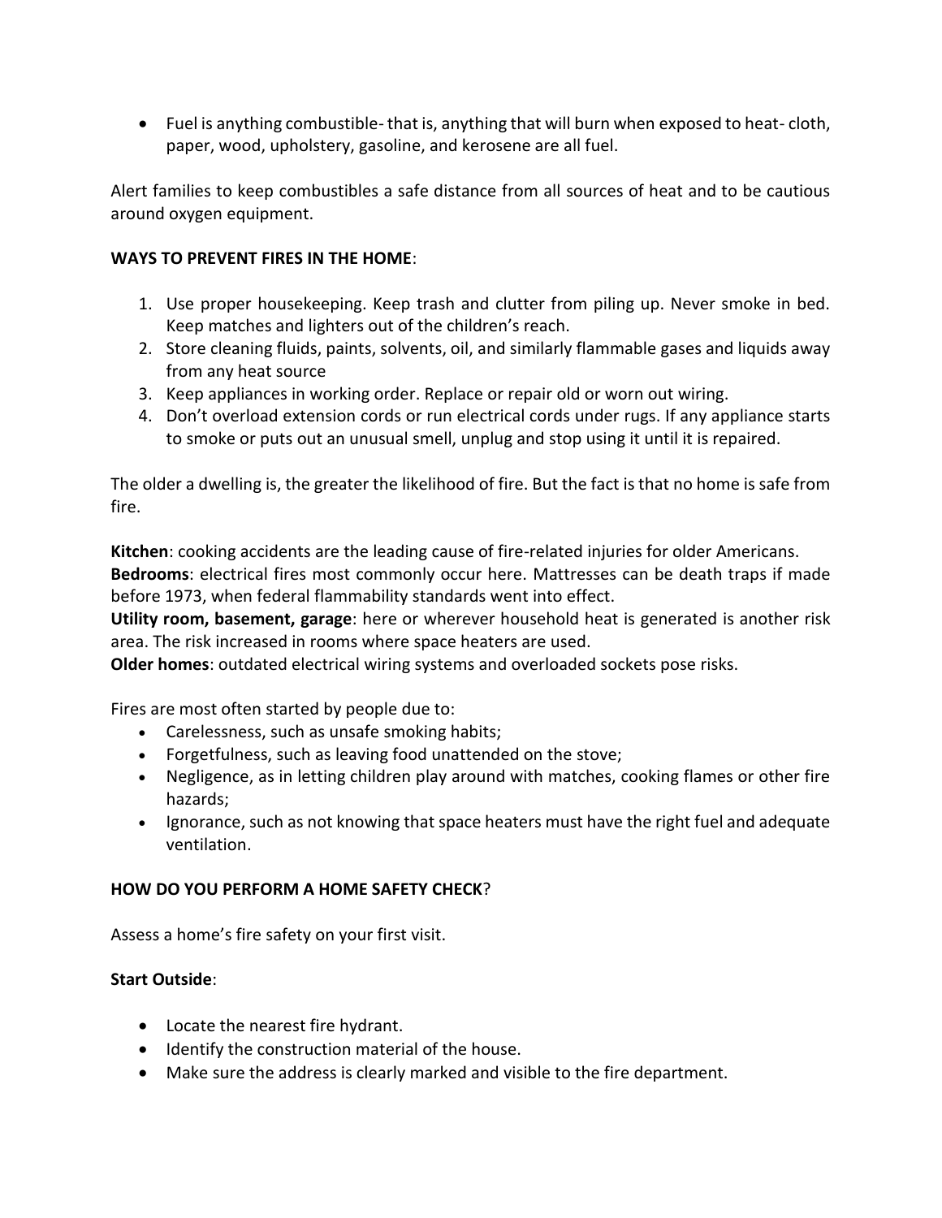- Fuel is anything combustible- that is, anything that will burn when exposed to heat- cloth, paper, wood, upholstery, gasoline, and kerosene are all fuel.

Alert families to keep combustibles a safe distance from all sources of heat and to be cautious around oxygen equipment.

**WAYS TO PREVENT FIRES IN THE HOME**:

1. Use proper housekeeping. Keep trash and clutter from piling up. Never smoke in bed. Keep matches and lighters out of the children's reach.
2. Store cleaning fluids, paints, solvents, oil, and similarly flammable gases and liquids away from any heat source
3. Keep appliances in working order. Replace or repair old or worn out wiring.
4. Don't overload extension cords or run electrical cords under rugs. If any appliance starts to smoke or puts out an unusual smell, unplug and stop using it until it is repaired.

The older a dwelling is, the greater the likelihood of fire. But the fact is that no home is safe from fire.

**Kitchen**: cooking accidents are the leading cause of fire-related injuries for older Americans.
**Bedrooms**: electrical fires most commonly occur here. Mattresses can be death traps if made before 1973, when federal flammability standards went into effect.
**Utility room, basement, garage**: here or wherever household heat is generated is another risk area. The risk increased in rooms where space heaters are used.
**Older homes**: outdated electrical wiring systems and overloaded sockets pose risks.

Fires are most often started by people due to:

- Carelessness, such as unsafe smoking habits;
- Forgetfulness, such as leaving food unattended on the stove;
- Negligence, as in letting children play around with matches, cooking flames or other fire hazards;
- Ignorance, such as not knowing that space heaters must have the right fuel and adequate ventilation.

**HOW DO YOU PERFORM A HOME SAFETY CHECK**?

Assess a home's fire safety on your first visit.

**Start Outside**:

- Locate the nearest fire hydrant.
- Identify the construction material of the house.
- Make sure the address is clearly marked and visible to the fire department.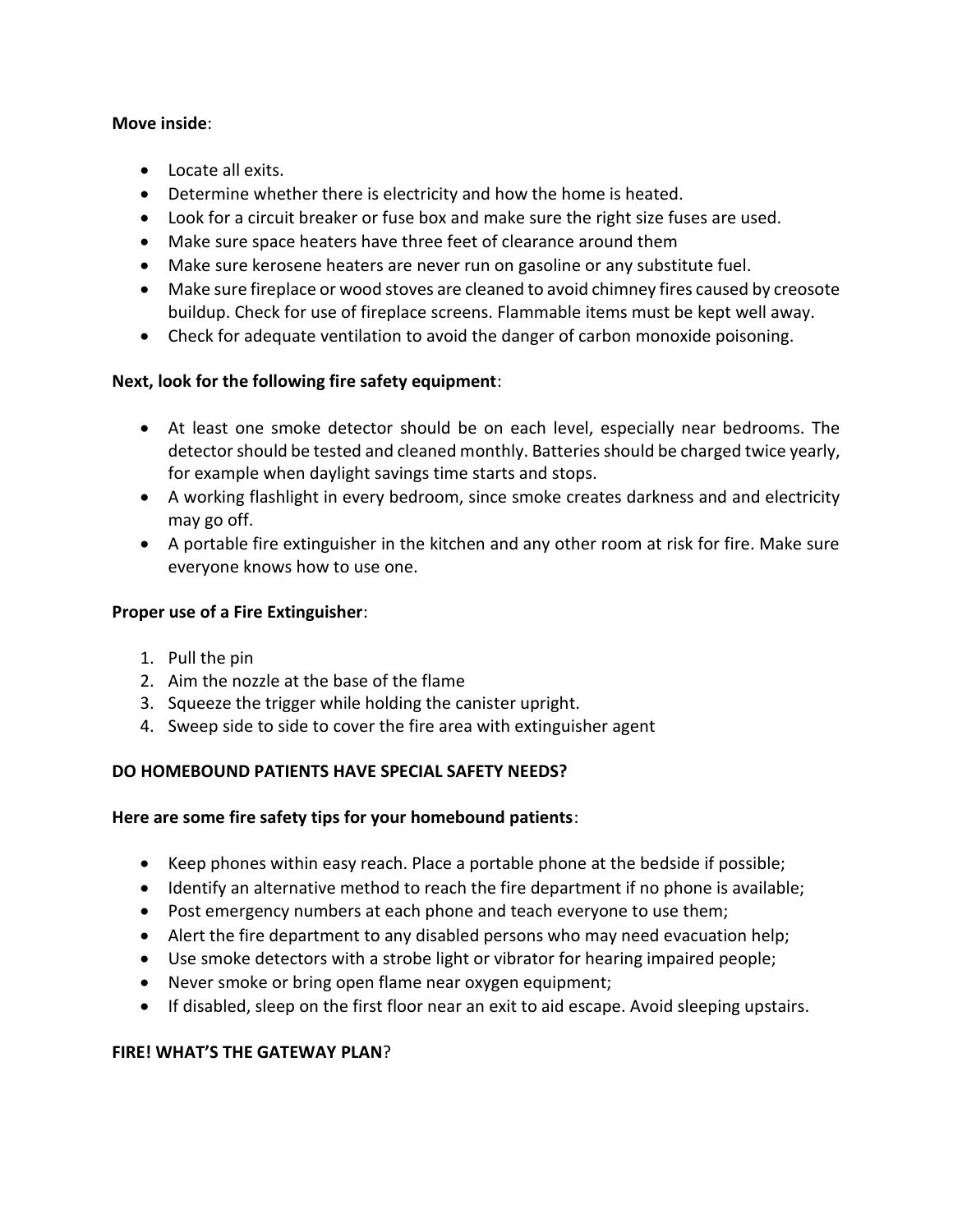**Move inside**:

- Locate all exits.
- Determine whether there is electricity and how the home is heated.
- Look for a circuit breaker or fuse box and make sure the right size fuses are used.
- Make sure space heaters have three feet of clearance around them
- Make sure kerosene heaters are never run on gasoline or any substitute fuel.
- Make sure fireplace or wood stoves are cleaned to avoid chimney fires caused by creosote buildup. Check for use of fireplace screens. Flammable items must be kept well away.
- Check for adequate ventilation to avoid the danger of carbon monoxide poisoning.

**Next, look for the following fire safety equipment**:

- At least one smoke detector should be on each level, especially near bedrooms. The detector should be tested and cleaned monthly. Batteries should be charged twice yearly, for example when daylight savings time starts and stops.
- A working flashlight in every bedroom, since smoke creates darkness and and electricity may go off.
- A portable fire extinguisher in the kitchen and any other room at risk for fire. Make sure everyone knows how to use one.

**Proper use of a Fire Extinguisher**:

1. Pull the pin
2. Aim the nozzle at the base of the flame
3. Squeeze the trigger while holding the canister upright.
4. Sweep side to side to cover the fire area with extinguisher agent

**DO HOMEBOUND PATIENTS HAVE SPECIAL SAFETY NEEDS?**

**Here are some fire safety tips for your homebound patients**:

- Keep phones within easy reach. Place a portable phone at the bedside if possible;
- Identify an alternative method to reach the fire department if no phone is available;
- Post emergency numbers at each phone and teach everyone to use them;
- Alert the fire department to any disabled persons who may need evacuation help;
- Use smoke detectors with a strobe light or vibrator for hearing impaired people;
- Never smoke or bring open flame near oxygen equipment;
- If disabled, sleep on the first floor near an exit to aid escape. Avoid sleeping upstairs.

**FIRE! WHAT'S THE GATEWAY PLAN**?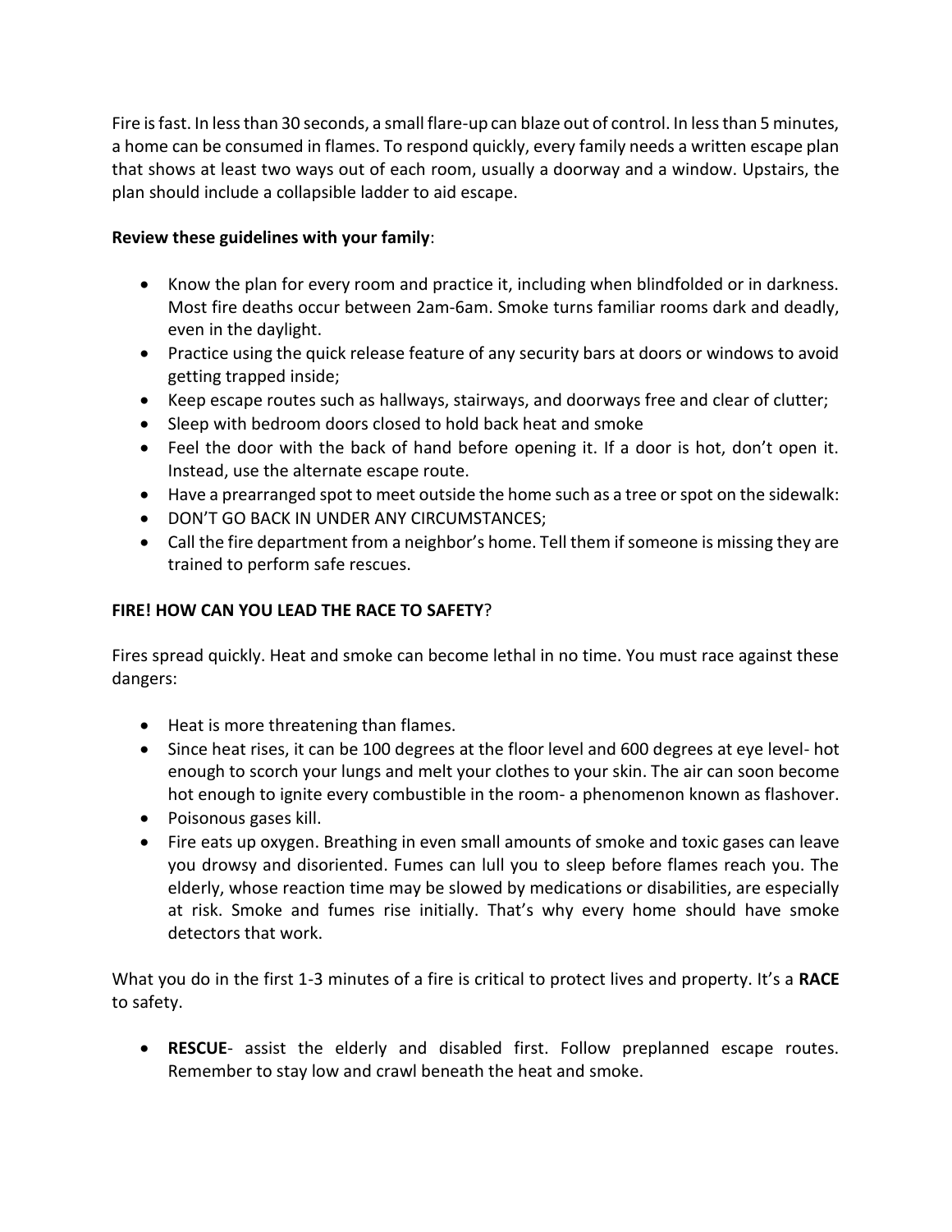Fire is fast. In less than 30 seconds, a small flare-up can blaze out of control. In less than 5 minutes, a home can be consumed in flames. To respond quickly, every family needs a written escape plan that shows at least two ways out of each room, usually a doorway and a window. Upstairs, the plan should include a collapsible ladder to aid escape.

**Review these guidelines with your family**:

- Know the plan for every room and practice it, including when blindfolded or in darkness. Most fire deaths occur between 2am-6am. Smoke turns familiar rooms dark and deadly, even in the daylight.
- Practice using the quick release feature of any security bars at doors or windows to avoid getting trapped inside;
- Keep escape routes such as hallways, stairways, and doorways free and clear of clutter;
- Sleep with bedroom doors closed to hold back heat and smoke
- Feel the door with the back of hand before opening it. If a door is hot, don't open it. Instead, use the alternate escape route.
- Have a prearranged spot to meet outside the home such as a tree or spot on the sidewalk:
- DON'T GO BACK IN UNDER ANY CIRCUMSTANCES;
- Call the fire department from a neighbor's home. Tell them if someone is missing they are trained to perform safe rescues.

**FIRE! HOW CAN YOU LEAD THE RACE TO SAFETY**?

Fires spread quickly. Heat and smoke can become lethal in no time. You must race against these dangers:

- Heat is more threatening than flames.
- Since heat rises, it can be 100 degrees at the floor level and 600 degrees at eye level- hot enough to scorch your lungs and melt your clothes to your skin. The air can soon become hot enough to ignite every combustible in the room- a phenomenon known as flashover.
- Poisonous gases kill.
- Fire eats up oxygen. Breathing in even small amounts of smoke and toxic gases can leave you drowsy and disoriented. Fumes can lull you to sleep before flames reach you. The elderly, whose reaction time may be slowed by medications or disabilities, are especially at risk. Smoke and fumes rise initially. That's why every home should have smoke detectors that work.

What you do in the first 1-3 minutes of a fire is critical to protect lives and property. It's a **RACE** to safety.

- **RESCUE**- assist the elderly and disabled first. Follow preplanned escape routes. Remember to stay low and crawl beneath the heat and smoke.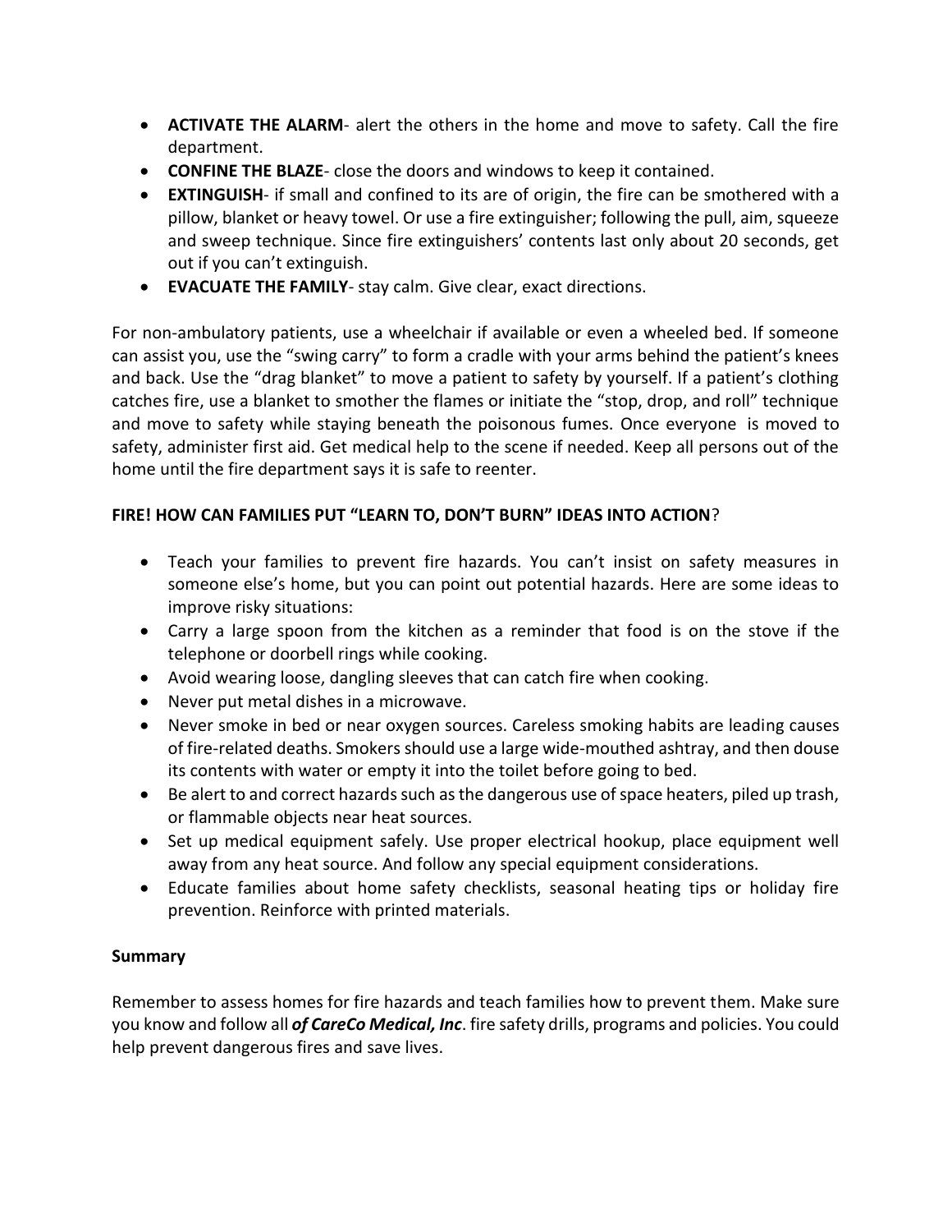- **ACTIVATE THE ALARM**- alert the others in the home and move to safety. Call the fire department.
- **CONFINE THE BLAZE**- close the doors and windows to keep it contained.
- **EXTINGUISH**- if small and confined to its are of origin, the fire can be smothered with a pillow, blanket or heavy towel. Or use a fire extinguisher; following the pull, aim, squeeze and sweep technique. Since fire extinguishers' contents last only about 20 seconds, get out if you can't extinguish.
- **EVACUATE THE FAMILY**- stay calm. Give clear, exact directions.

For non-ambulatory patients, use a wheelchair if available or even a wheeled bed. If someone can assist you, use the "swing carry" to form a cradle with your arms behind the patient's knees and back. Use the "drag blanket" to move a patient to safety by yourself. If a patient's clothing catches fire, use a blanket to smother the flames or initiate the "stop, drop, and roll" technique and move to safety while staying beneath the poisonous fumes. Once everyone is moved to safety, administer first aid. Get medical help to the scene if needed. Keep all persons out of the home until the fire department says it is safe to reenter.

**FIRE! HOW CAN FAMILIES PUT "LEARN TO, DON'T BURN" IDEAS INTO ACTION**?

- Teach your families to prevent fire hazards. You can't insist on safety measures in someone else's home, but you can point out potential hazards. Here are some ideas to improve risky situations:
- Carry a large spoon from the kitchen as a reminder that food is on the stove if the telephone or doorbell rings while cooking.
- Avoid wearing loose, dangling sleeves that can catch fire when cooking.
- Never put metal dishes in a microwave.
- Never smoke in bed or near oxygen sources. Careless smoking habits are leading causes of fire-related deaths. Smokers should use a large wide-mouthed ashtray, and then douse its contents with water or empty it into the toilet before going to bed.
- Be alert to and correct hazards such as the dangerous use of space heaters, piled up trash, or flammable objects near heat sources.
- Set up medical equipment safely. Use proper electrical hookup, place equipment well away from any heat source. And follow any special equipment considerations.
- Educate families about home safety checklists, seasonal heating tips or holiday fire prevention. Reinforce with printed materials.

**Summary**

Remember to assess homes for fire hazards and teach families how to prevent them. Make sure you know and follow all ***of CareCo Medical, Inc***. fire safety drills, programs and policies. You could help prevent dangerous fires and save lives.